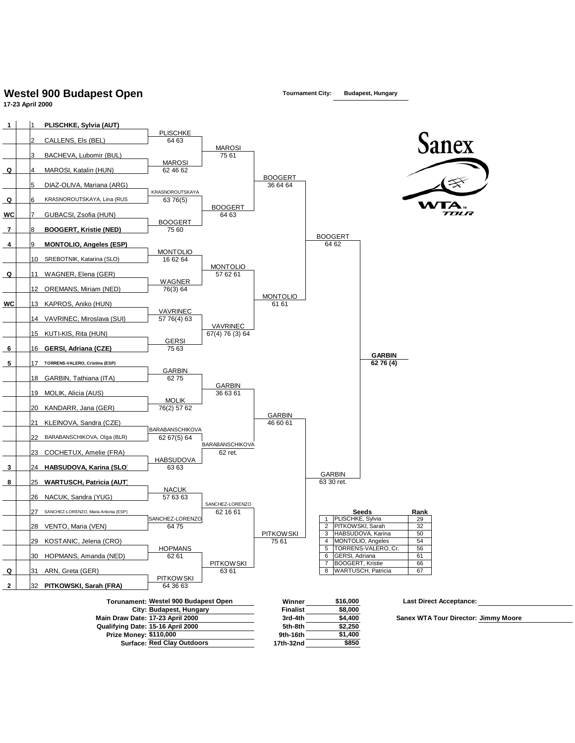# Westel 900 Budapest Open

**17-23 April 2000**

**Tournament City:** **Budapest, Hungary**

| Seed | No. | Player | 2nd Round | Quarterfinals | Semifinals | Final | Winner |
|---|---|---|---|---|---|---|---|
| 1 | 1 | **PLISCHKE, Sylvia (AUT)** | PLISCHKE 64 63 | MAROSI 75 61 | BOOGERT 36 64 64 | BOOGERT 64 62 | **GARBIN 62 76 (4)** |
| | 2 | CALLENS, Els (BEL) | | | | | |
| | 3 | BACHEVA, Lubomir (BUL) | MAROSI 62 46 62 | | | | |
| Q | 4 | MAROSI, Katalin (HUN) | | | | | |
| | 5 | DIAZ-OLIVA, Mariana (ARG) | KRASNOROUTSKAYA 63 76(5) | BOOGERT 64 63 | | | |
| Q | 6 | KRASNOROUTSKAYA, Lina (RUS | | | | | |
| WC | 7 | GUBACSI, Zsofia (HUN) | BOOGERT 75 60 | | | | |
| 7 | 8 | **BOOGERT, Kristie (NED)** | | | | | |
| 4 | 9 | **MONTOLIO, Angeles (ESP)** | MONTOLIO 16 62 64 | MONTOLIO 57 62 61 | MONTOLIO 61 61 | | |
| | 10 | SREBOTNIK, Katarina (SLO) | | | | | |
| Q | 11 | WAGNER, Elena (GER) | WAGNER 76(3) 64 | | | | |
| | 12 | OREMANS, Miriam (NED) | | | | | |
| WC | 13 | KAPROS, Aniko (HUN) | VAVRINEC 57 76(4) 63 | VAVRINEC 67(4) 76 (3) 64 | | | |
| | 14 | VAVRINEC, Miroslava (SUI) | | | | | |
| | 15 | KUTI-KIS, Rita (HUN) | GERSI 75 63 | | | | |
| 6 | 16 | **GERSI, Adriana (CZE)** | | | | | |
| 5 | 17 | **TORRENS-VALERO, Cristina (ESP)** | GARBIN 62 75 | GARBIN 36 63 61 | GARBIN 46 60 61 | GARBIN 63 30 ret. | |
| | 18 | GARBIN, Tathiana (ITA) | | | | | |
| | 19 | MOLIK, Alicia (AUS) | MOLIK 76(2) 57 62 | | | | |
| | 20 | KANDARR, Jana (GER) | | | | | |
| | 21 | KLEINOVA, Sandra (CZE) | BARABANSCHIKOVA 62 67(5) 64 | BARABANSCHIKOVA 62 ret. | | | |
| | 22 | BARABANSCHIKOVA, Olga (BLR) | | | | | |
| | 23 | COCHETUX, Amelie (FRA) | HABSUDOVA 63 63 | | | | |
| 3 | 24 | **HABSUDOVA, Karina (SLO)** | | | | | |
| 8 | 25 | **WARTUSCH, Patricia (AUT)** | NACUK 57 63 63 | SANCHEZ-LORENZO 62 16 61 | PITKOWSKI 75 61 | | |
| | 26 | NACUK, Sandra (YUG) | | | | | |
| | 27 | SANCHEZ-LORENZO, Maria Antonia (ESP) | SANCHEZ-LORENZO 64 75 | | | | |
| | 28 | VENTO, Maria (VEN) | | | | | |
| | 29 | KOSTANIC, Jelena (CRO) | HOPMANS 62 61 | PITKOWSKI 63 61 | | | |
| | 30 | HOPMANS, Amanda (NED) | | | | | |
| Q | 31 | ARN, Greta (GER) | PITKOWSKI 64 36 63 | | | | |
| 2 | 32 | **PITKOWSKI, Sarah (FRA)** | | | | | |

| | Seeds | Rank |
|---|---|---|
| 1 | PLISCHKE, Sylvia | 29 |
| 2 | PITKOWSKI, Sarah | 32 |
| 3 | HABSUDOVA, Karina | 50 |
| 4 | MONTOLIO, Angeles | 54 |
| 5 | TORRENS-VALERO, Cr. | 56 |
| 6 | GERSI, Adriana | 61 |
| 7 | BOOGERT, Kristie | 66 |
| 8 | WARTUSCH, Patricia | 67 |

**Torunament:** Westel 900 Budapest Open
**City:** Budapest, Hungary
**Main Draw Date:** 17-23 April 2000
**Qualifying Date:** 15-16 April 2000
**Prize Money:** $110,000
**Surface:** Red Clay Outdoors

| Round | Prize |
|---|---|
| Winner | $16,000 |
| Finalist | $8,000 |
| 3rd-4th | $4,400 |
| 5th-8th | $2,250 |
| 9th-16th | $1,400 |
| 17th-32nd | $850 |

**Last Direct Acceptance:**

**Sanex WTA Tour Director:** Jimmy Moore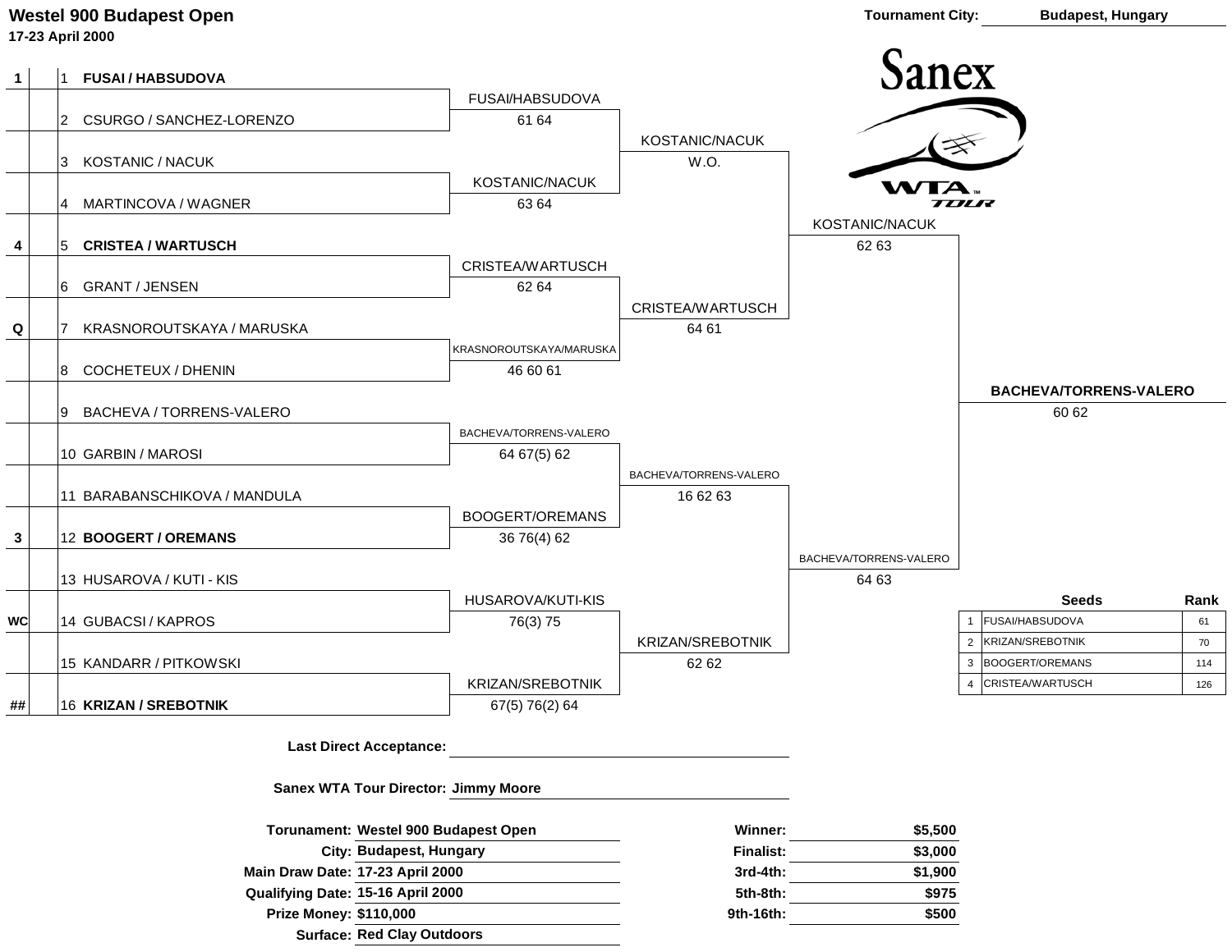# Westel 900 Budapest Open

**17-23 April 2000**

**Tournament City:** Budapest, Hungary

Sanex WTA TOUR

| Seed | | # | First Round | Second Round | Quarterfinals | Semifinals | Winner |
|---|---|---|---|---|---|---|---|
| 1 | | 1 | **FUSAI / HABSUDOVA** | FUSAI/HABSUDOVA 61 64 | KOSTANIC/NACUK W.O. | KOSTANIC/NACUK 62 63 | **BACHEVA/TORRENS-VALERO** 60 62 |
| | | 2 | CSURGO / SANCHEZ-LORENZO | | | | |
| | | 3 | KOSTANIC / NACUK | KOSTANIC/NACUK 63 64 | | | |
| | | 4 | MARTINCOVA / WAGNER | | | | |
| 4 | | 5 | **CRISTEA / WARTUSCH** | CRISTEA/WARTUSCH 62 64 | CRISTEA/WARTUSCH 64 61 | | |
| | | 6 | GRANT / JENSEN | | | | |
| Q | | 7 | KRASNOROUTSKAYA / MARUSKA | KRASNOROUTSKAYA/MARUSKA 46 60 61 | | | |
| | | 8 | COCHETEUX / DHENIN | | | | |
| | | 9 | BACHEVA / TORRENS-VALERO | BACHEVA/TORRENS-VALERO 64 67(5) 62 | BACHEVA/TORRENS-VALERO 16 62 63 | BACHEVA/TORRENS-VALERO 64 63 | |
| | | 10 | GARBIN / MAROSI | | | | |
| | | 11 | BARABANSCHIKOVA / MANDULA | BOOGERT/OREMANS 36 76(4) 62 | | | |
| 3 | | 12 | **BOOGERT / OREMANS** | | | | |
| | | 13 | HUSAROVA / KUTI - KIS | HUSAROVA/KUTI-KIS 76(3) 75 | KRIZAN/SREBOTNIK 62 62 | | |
| WC | | 14 | GUBACSI / KAPROS | | | | |
| | | 15 | KANDARR / PITKOWSKI | KRIZAN/SREBOTNIK 67(5) 76(2) 64 | | | |
| ## | | 16 | **KRIZAN / SREBOTNIK** | | | | |

| | Seeds | Rank |
|---|---|---|
| 1 | FUSAI/HABSUDOVA | 61 |
| 2 | KRIZAN/SREBOTNIK | 70 |
| 3 | BOOGERT/OREMANS | 114 |
| 4 | CRISTEA/WARTUSCH | 126 |

**Last Direct Acceptance:**

**Sanex WTA Tour Director:** Jimmy Moore

**Torunament:** Westel 900 Budapest Open
**City:** Budapest, Hungary
**Main Draw Date:** 17-23 April 2000
**Qualifying Date:** 15-16 April 2000
**Prize Money:** $110,000
**Surface:** Red Clay Outdoors

| | |
|---|---|
| **Winner:** | $5,500 |
| **Finalist:** | $3,000 |
| **3rd-4th:** | $1,900 |
| **5th-8th:** | $975 |
| **9th-16th:** | $500 |